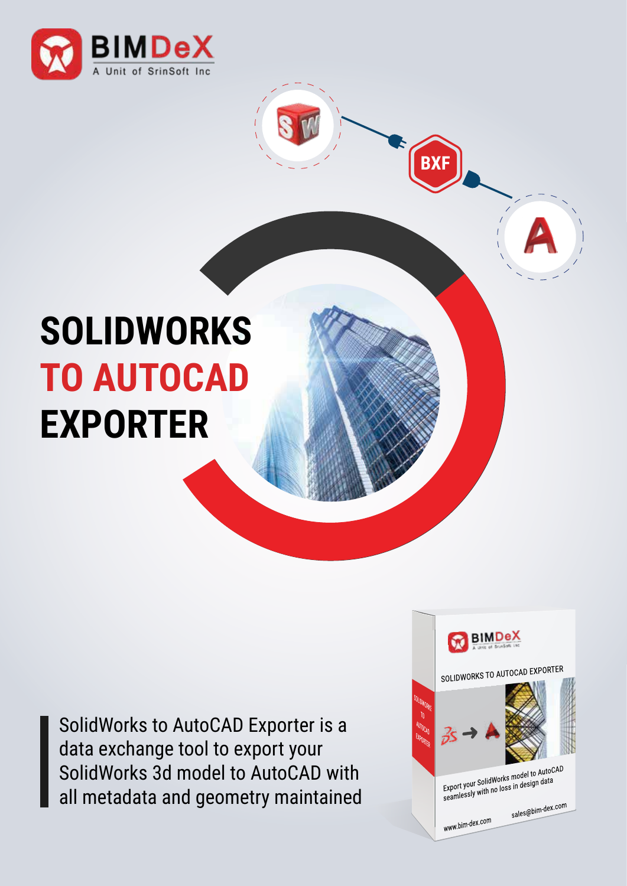BIMDeX
A Unit of SrinSoft Inc

BXF

# SOLIDWORKS TO AUTOCAD EXPORTER

SolidWorks to AutoCAD Exporter is a data exchange tool to export your SolidWorks 3d model to AutoCAD with all metadata and geometry maintained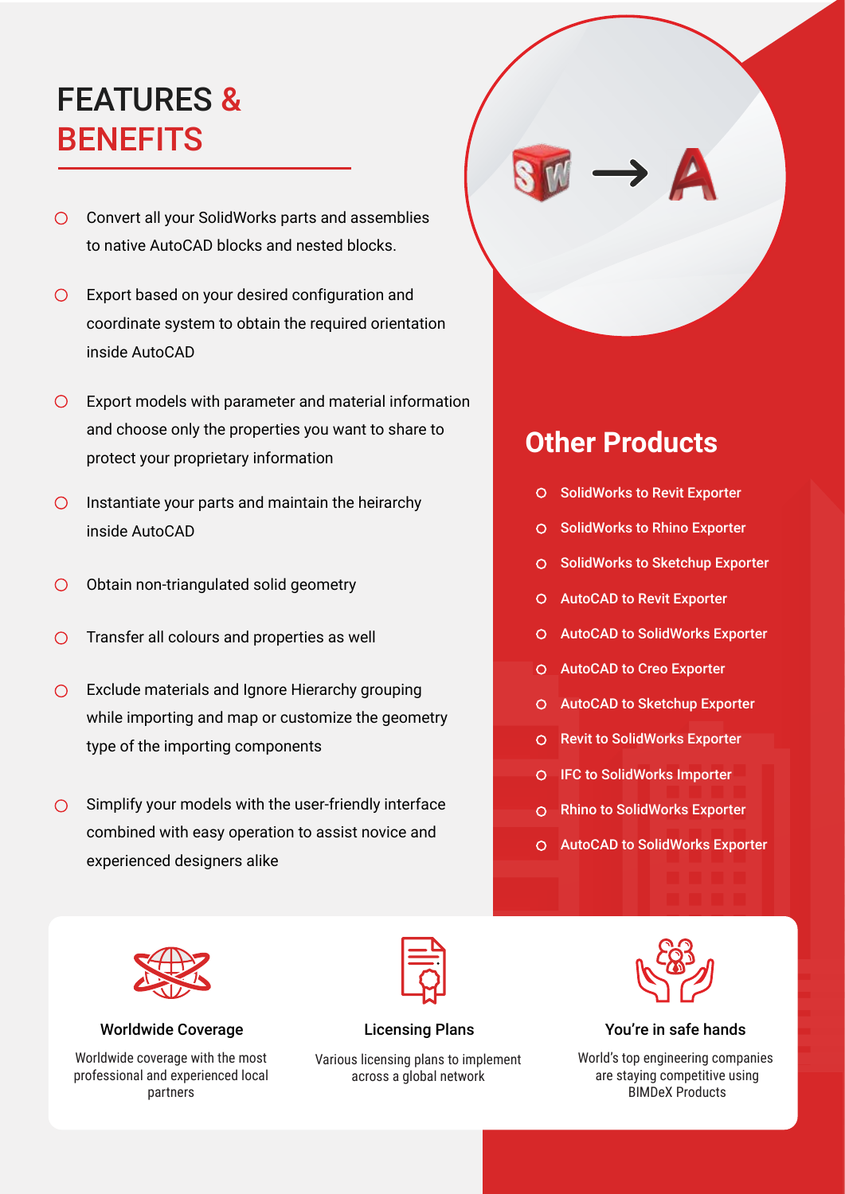# FEATURES & BENEFITS

- Convert all your SolidWorks parts and assemblies to native AutoCAD blocks and nested blocks.
- Export based on your desired configuration and coordinate system to obtain the required orientation inside AutoCAD
- Export models with parameter and material information and choose only the properties you want to share to protect your proprietary information
- Instantiate your parts and maintain the heirarchy inside AutoCAD
- Obtain non-triangulated solid geometry
- Transfer all colours and properties as well
- Exclude materials and Ignore Hierarchy grouping while importing and map or customize the geometry type of the importing components
- Simplify your models with the user-friendly interface combined with easy operation to assist novice and experienced designers alike

## Other Products

- SolidWorks to Revit Exporter
- SolidWorks to Rhino Exporter
- SolidWorks to Sketchup Exporter
- AutoCAD to Revit Exporter
- AutoCAD to SolidWorks Exporter
- AutoCAD to Creo Exporter
- AutoCAD to Sketchup Exporter
- Revit to SolidWorks Exporter
- IFC to SolidWorks Importer
- Rhino to SolidWorks Exporter
- AutoCAD to SolidWorks Exporter

### Worldwide Coverage

Worldwide coverage with the most professional and experienced local partners

### Licensing Plans

Various licensing plans to implement across a global network

### You're in safe hands

World's top engineering companies are staying competitive using BIMDeX Products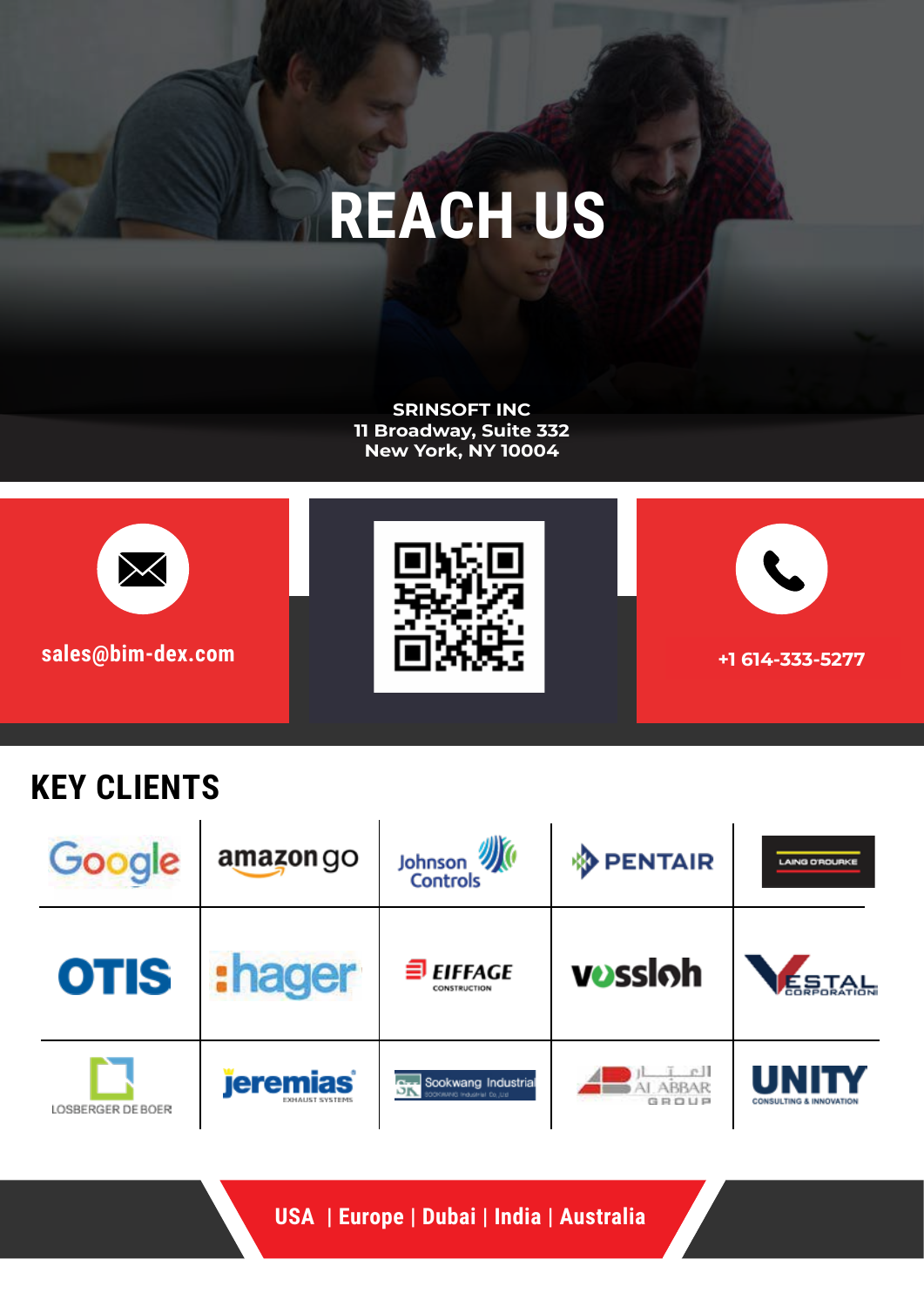# REACH US

**SRINSOFT INC**
**11 Broadway, Suite 332**
**New York, NY 10004**

sales@bim-dex.com

+1 614-333-5277

## KEY CLIENTS

| | | | | |
|---|---|---|---|---|
| Google | amazon go | Johnson Controls | PENTAIR | LAING O'ROURKE |
| OTIS | hager | EIFFAGE CONSTRUCTION | vossloh | VESTAL CORPORATION |
| LOSBERGER DE BOER | jeremias EXHAUST SYSTEMS | Sookwang Industrial | العبار AL ABBAR GROUP | UNITY CONSULTING & INNOVATION |

USA | Europe | Dubai | India | Australia